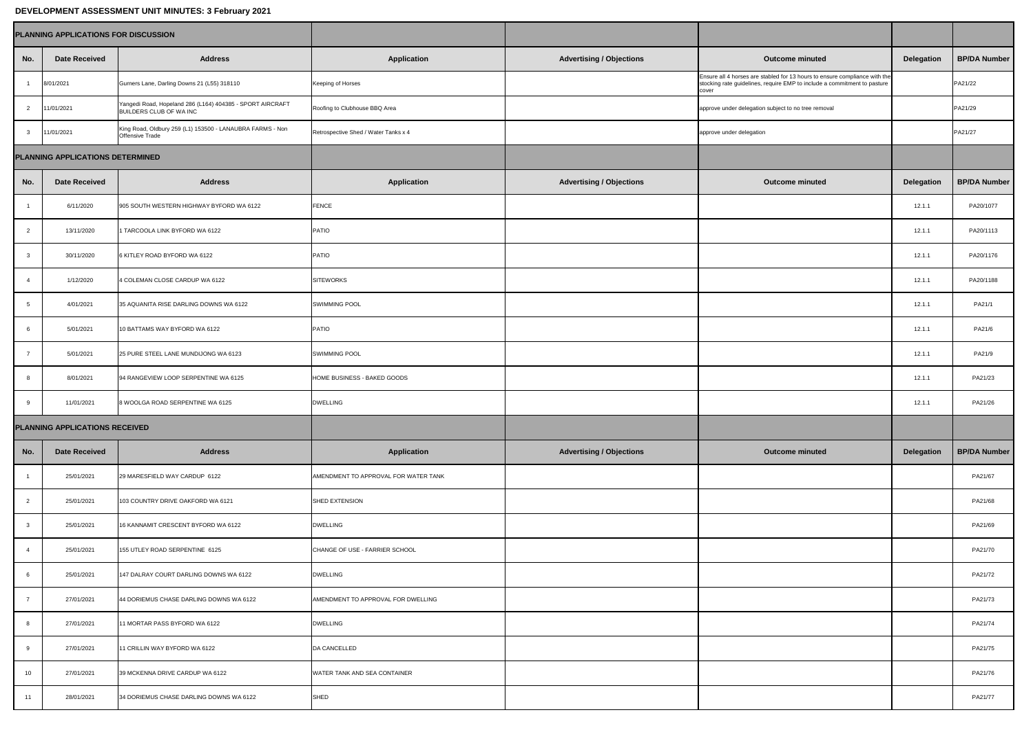# DEVELOPMENT ASSESSMENT UNIT MINUTES: 3 February 2021

| PLANNING APPLICATIONS FOR DISCUSSION | | | | | | | |
|---|---|---|---|---|---|---|---|
| **No.** | **Date Received** | **Address** | **Application** | **Advertising / Objections** | **Outcome minuted** | **Delegation** | **BP/DA Number** |
| 1 | 8/01/2021 | Gurners Lane, Darling Downs 21 (L55) 318110 | Keeping of Horses | | Ensure all 4 horses are stabled for 13 hours to ensure compliance with the stocking rate guidelines, require EMP to include a commitment to pasture cover | | PA21/22 |
| 2 | 11/01/2021 | Yangedi Road, Hopeland 286 (L164) 404385 - SPORT AIRCRAFT BUILDERS CLUB OF WA INC | Roofing to Clubhouse BBQ Area | | approve under delegation subject to no tree removal | | PA21/29 |
| 3 | 11/01/2021 | King Road, Oldbury 259 (L1) 153500 - LANAUBRA FARMS - Non Offensive Trade | Retrospective Shed / Water Tanks x 4 | | approve under delegation | | PA21/27 |
| **PLANNING APPLICATIONS DETERMINED** | | | | | | | |
| **No.** | **Date Received** | **Address** | **Application** | **Advertising / Objections** | **Outcome minuted** | **Delegation** | **BP/DA Number** |
| 1 | 6/11/2020 | 905 SOUTH WESTERN HIGHWAY BYFORD WA 6122 | FENCE | | | 12.1.1 | PA20/1077 |
| 2 | 13/11/2020 | 1 TARCOOLA LINK BYFORD WA 6122 | PATIO | | | 12.1.1 | PA20/1113 |
| 3 | 30/11/2020 | 6 KITLEY ROAD BYFORD WA 6122 | PATIO | | | 12.1.1 | PA20/1176 |
| 4 | 1/12/2020 | 4 COLEMAN CLOSE CARDUP WA 6122 | SITEWORKS | | | 12.1.1 | PA20/1188 |
| 5 | 4/01/2021 | 35 AQUANITA RISE DARLING DOWNS WA 6122 | SWIMMING POOL | | | 12.1.1 | PA21/1 |
| 6 | 5/01/2021 | 10 BATTAMS WAY BYFORD WA 6122 | PATIO | | | 12.1.1 | PA21/6 |
| 7 | 5/01/2021 | 25 PURE STEEL LANE MUNDIJONG WA 6123 | SWIMMING POOL | | | 12.1.1 | PA21/9 |
| 8 | 8/01/2021 | 94 RANGEVIEW LOOP SERPENTINE WA 6125 | HOME BUSINESS - BAKED GOODS | | | 12.1.1 | PA21/23 |
| 9 | 11/01/2021 | 8 WOOLGA ROAD SERPENTINE WA 6125 | DWELLING | | | 12.1.1 | PA21/26 |
| **PLANNING APPLICATIONS RECEIVED** | | | | | | | |
| **No.** | **Date Received** | **Address** | **Application** | **Advertising / Objections** | **Outcome minuted** | **Delegation** | **BP/DA Number** |
| 1 | 25/01/2021 | 29 MARESFIELD WAY CARDUP 6122 | AMENDMENT TO APPROVAL FOR WATER TANK | | | | PA21/67 |
| 2 | 25/01/2021 | 103 COUNTRY DRIVE OAKFORD WA 6121 | SHED EXTENSION | | | | PA21/68 |
| 3 | 25/01/2021 | 16 KANNAMIT CRESCENT BYFORD WA 6122 | DWELLING | | | | PA21/69 |
| 4 | 25/01/2021 | 155 UTLEY ROAD SERPENTINE 6125 | CHANGE OF USE - FARRIER SCHOOL | | | | PA21/70 |
| 6 | 25/01/2021 | 147 DALRAY COURT DARLING DOWNS WA 6122 | DWELLING | | | | PA21/72 |
| 7 | 27/01/2021 | 44 DORIEMUS CHASE DARLING DOWNS WA 6122 | AMENDMENT TO APPROVAL FOR DWELLING | | | | PA21/73 |
| 8 | 27/01/2021 | 11 MORTAR PASS BYFORD WA 6122 | DWELLING | | | | PA21/74 |
| 9 | 27/01/2021 | 11 CRILLIN WAY BYFORD WA 6122 | DA CANCELLED | | | | PA21/75 |
| 10 | 27/01/2021 | 39 MCKENNA DRIVE CARDUP WA 6122 | WATER TANK AND SEA CONTAINER | | | | PA21/76 |
| 11 | 28/01/2021 | 34 DORIEMUS CHASE DARLING DOWNS WA 6122 | SHED | | | | PA21/77 |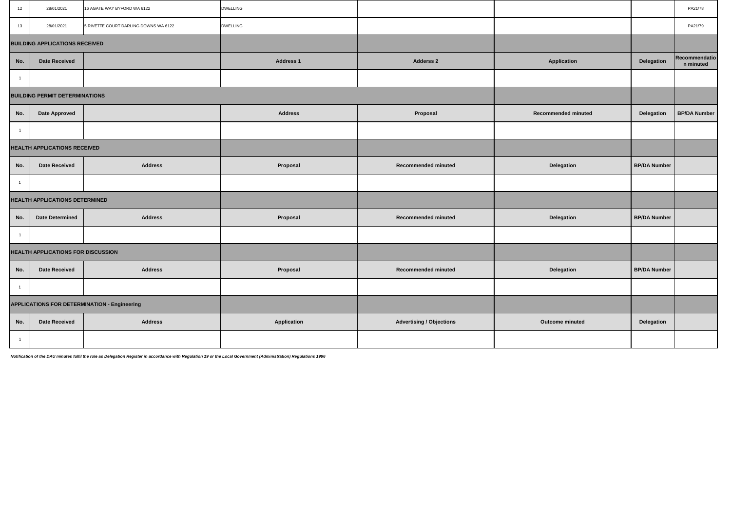| | | | | | | | |
|---|---|---|---|---|---|---|---|
| 12 | 28/01/2021 | 16 AGATE WAY BYFORD WA 6122 | DWELLING | | | | PA21/78 |
| 13 | 28/01/2021 | 5 RIVETTE COURT DARLING DOWNS WA 6122 | DWELLING | | | | PA21/79 |

**BUILDING APPLICATIONS RECEIVED**

| No. | Date Received | | Address 1 | Aderss 2 | Application | Delegation | Recommendation minuted |
|---|---|---|---|---|---|---|---|
| 1 | | | | | | | |

**BUILDING PERMIT DETERMINATIONS**

| No. | Date Approved | | Address | Proposal | Recommended minuted | Delegation | BP/DA Number |
|---|---|---|---|---|---|---|---|
| 1 | | | | | | | |

**HEALTH APPLICATIONS RECEIVED**

| No. | Date Received | Address | Proposal | Recommended minuted | Delegation | BP/DA Number | |
|---|---|---|---|---|---|---|---|
| 1 | | | | | | | |

**HEALTH APPLICATIONS DETERMINED**

| No. | Date Determined | Address | Proposal | Recommended minuted | Delegation | BP/DA Number | |
|---|---|---|---|---|---|---|---|
| 1 | | | | | | | |

**HEALTH APPLICATIONS FOR DISCUSSION**

| No. | Date Received | Address | Proposal | Recommended minuted | Delegation | BP/DA Number | |
|---|---|---|---|---|---|---|---|
| 1 | | | | | | | |

**APPLICATIONS FOR DETERMINATION - Engineering**

| No. | Date Received | Address | Application | Advertising / Objections | Outcome minuted | Delegation | |
|---|---|---|---|---|---|---|---|
| 1 | | | | | | | |

***Notification of the DAU minutes fulfil the role as Delegation Register in accordance with Regulation 19 or the Local Government (Administration) Regulations 1996***